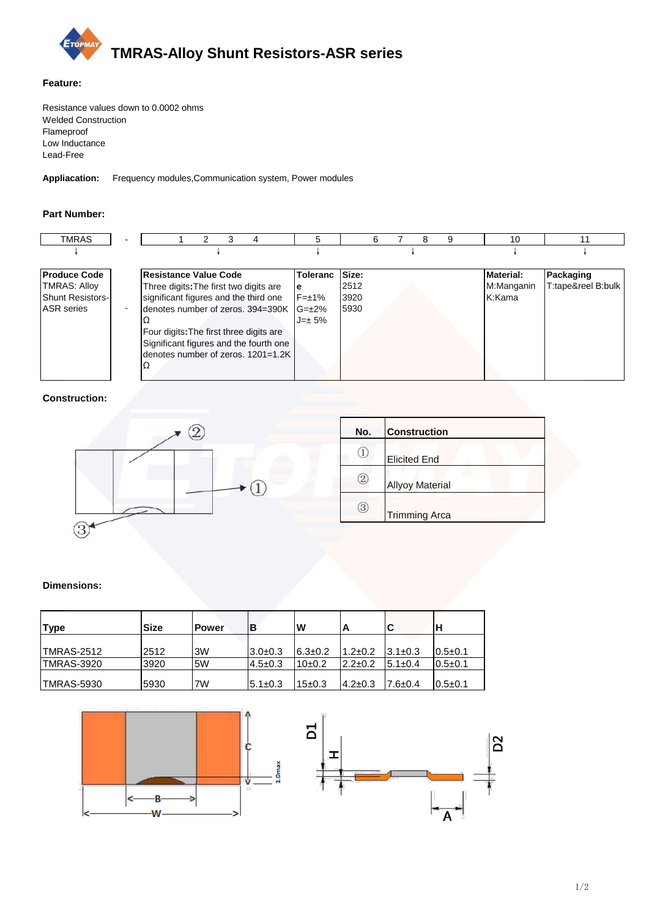# TMRAS-Alloy Shunt Resistors-ASR series

**Feature:**

Resistance values down to 0.0002 ohms
Welded Construction
Flameproof
Low Inductance
Lead-Free

**Appliacation:** Frequency modules,Communication system, Power modules

**Part Number:**

| TMRAS | - | 1 2 3 4 | 5 | 6 7 8 9 | 10 | 11 |
|---|---|---|---|---|---|---|
| ↓ | | ↓ | ↓ | ↓ | ↓ | ↓ |
| **Produce Code** TMRAS: Alloy Shunt Resistors-ASR series | - | **Resistance Value Code** Three digits:The first two digits are significant figures and the third one denotes number of zeros. 394=390KΩ Four digits:The first three digits are Significant figures and the fourth one denotes number of zeros. 1201=1.2KΩ | **Tolerance** F=±1% G=±2% J=± 5% | **Size:** 2512 3920 5930 | **Material:** M:Manganin K:Kama | **Packaging** T:tape&reel B:bulk |

**Construction:**

| No. | Construction |
|---|---|
| ① | Elicited End |
| ② | Allyoy Material |
| ③ | Trimming Arca |

**Dimensions:**

| Type | Size | Power | B | W | A | C | H |
|---|---|---|---|---|---|---|---|
| TMRAS-2512 | 2512 | 3W | 3.0±0.3 | 6.3±0.2 | 1.2±0.2 | 3.1±0.3 | 0.5±0.1 |
| TMRAS-3920 | 3920 | 5W | 4.5±0.3 | 10±0.2 | 2.2±0.2 | 5.1±0.4 | 0.5±0.1 |
| TMRAS-5930 | 5930 | 7W | 5.1±0.3 | 15±0.3 | 4.2±0.3 | 7.6±0.4 | 0.5±0.1 |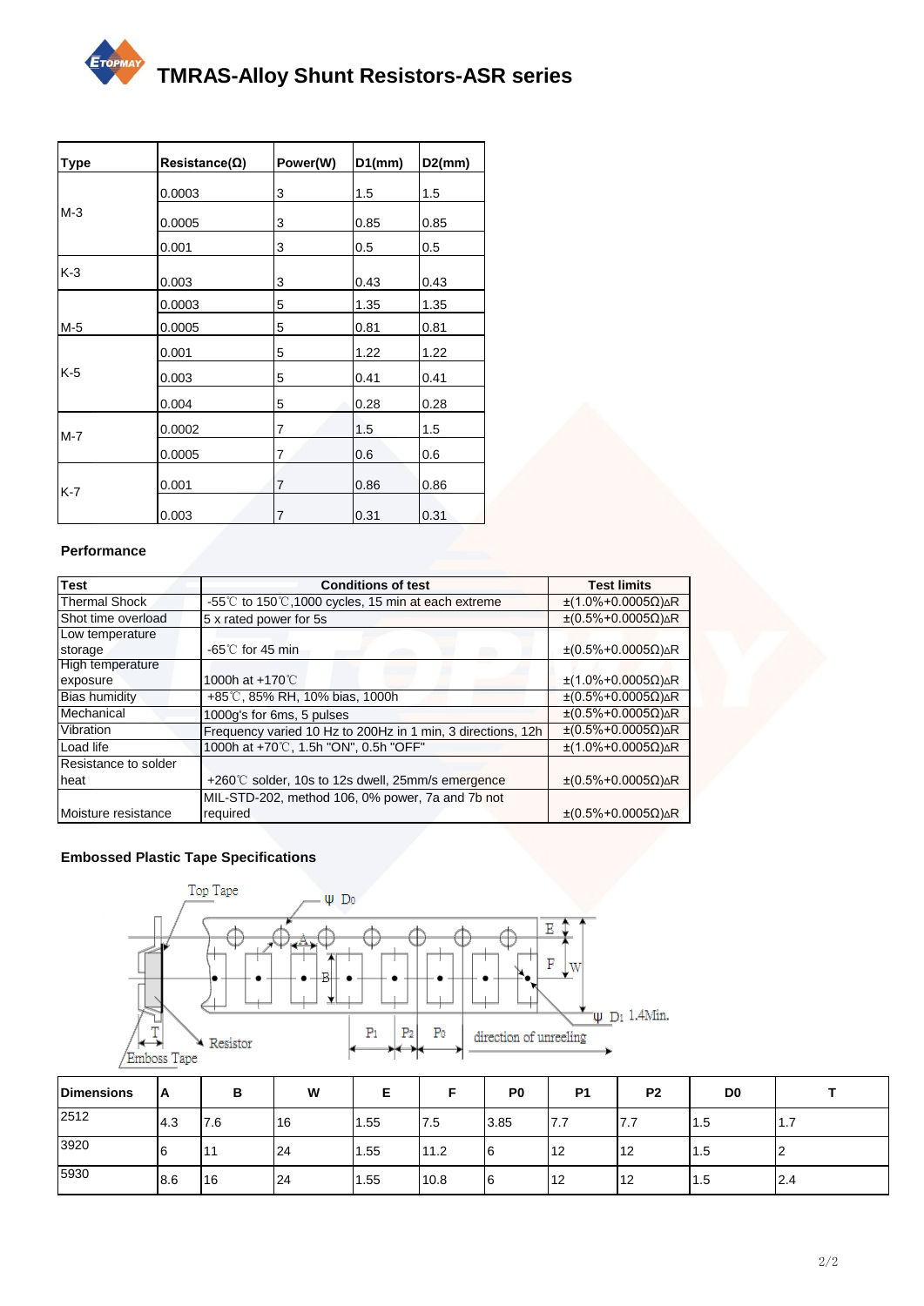# TMRAS-Alloy Shunt Resistors-ASR series

| Type | Resistance(Ω) | Power(W) | D1(mm) | D2(mm) |
|---|---|---|---|---|
| M-3 | 0.0003 | 3 | 1.5 | 1.5 |
| | 0.0005 | 3 | 0.85 | 0.85 |
| | 0.001 | 3 | 0.5 | 0.5 |
| K-3 | 0.003 | 3 | 0.43 | 0.43 |
| M-5 | 0.0003 | 5 | 1.35 | 1.35 |
| | 0.0005 | 5 | 0.81 | 0.81 |
| K-5 | 0.001 | 5 | 1.22 | 1.22 |
| | 0.003 | 5 | 0.41 | 0.41 |
| | 0.004 | 5 | 0.28 | 0.28 |
| M-7 | 0.0002 | 7 | 1.5 | 1.5 |
| | 0.0005 | 7 | 0.6 | 0.6 |
| K-7 | 0.001 | 7 | 0.86 | 0.86 |
| | 0.003 | 7 | 0.31 | 0.31 |

### Performance

| Test | Conditions of test | Test limits |
|---|---|---|
| Thermal Shock | -55℃ to 150℃,1000 cycles, 15 min at each extreme | ±(1.0%+0.0005Ω)ΔR |
| Shot time overload | 5 x rated power for 5s | ±(0.5%+0.0005Ω)ΔR |
| Low temperature storage | -65℃ for 45 min | ±(0.5%+0.0005Ω)ΔR |
| High temperature exposure | 1000h at +170℃ | ±(1.0%+0.0005Ω)ΔR |
| Bias humidity | +85℃, 85% RH, 10% bias, 1000h | ±(0.5%+0.0005Ω)ΔR |
| Mechanical | 1000g's for 6ms, 5 pulses | ±(0.5%+0.0005Ω)ΔR |
| Vibration | Frequency varied 10 Hz to 200Hz in 1 min, 3 directions, 12h | ±(0.5%+0.0005Ω)ΔR |
| Load life | 1000h at +70℃, 1.5h "ON", 0.5h "OFF" | ±(1.0%+0.0005Ω)ΔR |
| Resistance to solder heat | +260℃ solder, 10s to 12s dwell, 25mm/s emergence | ±(0.5%+0.0005Ω)ΔR |
| Moisture resistance | MIL-STD-202, method 106, 0% power, 7a and 7b not required | ±(0.5%+0.0005Ω)ΔR |

### Embossed Plastic Tape Specifications

Top Tape
ψ D0
A
B
E
F
W
ψ D1 1.4Min.
T
Resistor
Emboss Tape
P1
P2
P0
direction of unreeling

| Dimensions | A | B | W | E | F | P0 | P1 | P2 | D0 | T |
|---|---|---|---|---|---|---|---|---|---|---|
| 2512 | 4.3 | 7.6 | 16 | 1.55 | 7.5 | 3.85 | 7.7 | 7.7 | 1.5 | 1.7 |
| 3920 | 6 | 11 | 24 | 1.55 | 11.2 | 6 | 12 | 12 | 1.5 | 2 |
| 5930 | 8.6 | 16 | 24 | 1.55 | 10.8 | 6 | 12 | 12 | 1.5 | 2.4 |